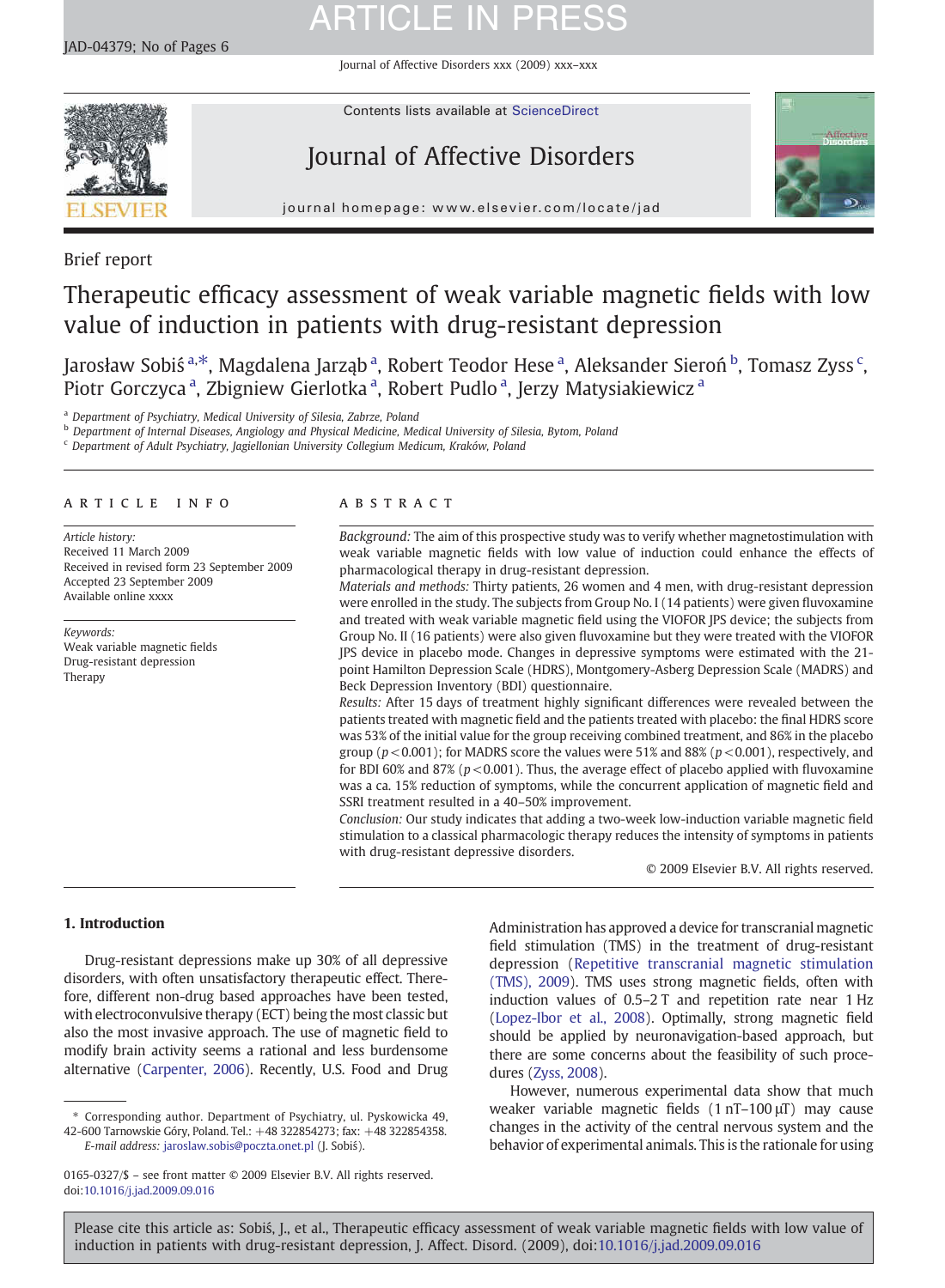Brief report

# Therapeutic efficacy assessment of weak variable magnetic fields with low value of induction in patients with drug-resistant depression

Jarosław Sobiś [a,*], Magdalena Jarząb [a], Robert Teodor Hese [a], Aleksander Sieroń [b], Tomasz Zyss [c], Piotr Gorczyca [a], Zbigniew Gierlotka [a], Robert Pudlo [a], Jerzy Matysiakiewicz [a]

[a] Department of Psychiatry, Medical University of Silesia, Zabrze, Poland

[b] Department of Internal Diseases, Angiology and Physical Medicine, Medical University of Silesia, Bytom, Poland

[c] Department of Adult Psychiatry, Jagiellonian University Collegium Medicum, Kraków, Poland

## ARTICLE INFO

*Article history:*
Received 11 March 2009
Received in revised form 23 September 2009
Accepted 23 September 2009
Available online xxxx

*Keywords:*
Weak variable magnetic fields
Drug-resistant depression
Therapy

## ABSTRACT

*Background:* The aim of this prospective study was to verify whether magnetostimulation with weak variable magnetic fields with low value of induction could enhance the effects of pharmacological therapy in drug-resistant depression.

*Materials and methods:* Thirty patients, 26 women and 4 men, with drug-resistant depression were enrolled in the study. The subjects from Group No. I (14 patients) were given fluvoxamine and treated with weak variable magnetic field using the VIOFOR JPS device; the subjects from Group No. II (16 patients) were also given fluvoxamine but they were treated with the VIOFOR JPS device in placebo mode. Changes in depressive symptoms were estimated with the 21-point Hamilton Depression Scale (HDRS), Montgomery-Asberg Depression Scale (MADRS) and Beck Depression Inventory (BDI) questionnaire.

*Results:* After 15 days of treatment highly significant differences were revealed between the patients treated with magnetic field and the patients treated with placebo: the final HDRS score was 53% of the initial value for the group receiving combined treatment, and 86% in the placebo group ($p<0.001$); for MADRS score the values were 51% and 88% ($p<0.001$), respectively, and for BDI 60% and 87% ($p<0.001$). Thus, the average effect of placebo applied with fluvoxamine was a ca. 15% reduction of symptoms, while the concurrent application of magnetic field and SSRI treatment resulted in a 40–50% improvement.

*Conclusion:* Our study indicates that adding a two-week low-induction variable magnetic field stimulation to a classical pharmacologic therapy reduces the intensity of symptoms in patients with drug-resistant depressive disorders.

© 2009 Elsevier B.V. All rights reserved.

## 1. Introduction

Drug-resistant depressions make up 30% of all depressive disorders, with often unsatisfactory therapeutic effect. Therefore, different non-drug based approaches have been tested, with electroconvulsive therapy (ECT) being the most classic but also the most invasive approach. The use of magnetic field to modify brain activity seems a rational and less burdensome alternative (Carpenter, 2006). Recently, U.S. Food and Drug Administration has approved a device for transcranial magnetic field stimulation (TMS) in the treatment of drug-resistant depression (Repetitive transcranial magnetic stimulation (TMS), 2009). TMS uses strong magnetic fields, often with induction values of 0.5–2 T and repetition rate near 1 Hz (Lopez-Ibor et al., 2008). Optimally, strong magnetic field should be applied by neuronavigation-based approach, but there are some concerns about the feasibility of such procedures (Zyss, 2008).

However, numerous experimental data show that much weaker variable magnetic fields (1 nT–100 μT) may cause changes in the activity of the central nervous system and the behavior of experimental animals. This is the rationale for using

---

\* Corresponding author. Department of Psychiatry, ul. Pyskowicka 49, 42-600 Tarnowskie Góry, Poland. Tel.: +48 322854273; fax: +48 322854358.
*E-mail address:* jaroslaw.sobis@poczta.onet.pl (J. Sobiś).

0165-0327/$ – see front matter © 2009 Elsevier B.V. All rights reserved.
doi:10.1016/j.jad.2009.09.016

Please cite this article as: Sobiś, J., et al., Therapeutic efficacy assessment of weak variable magnetic fields with low value of induction in patients with drug-resistant depression, J. Affect. Disord. (2009), doi:10.1016/j.jad.2009.09.016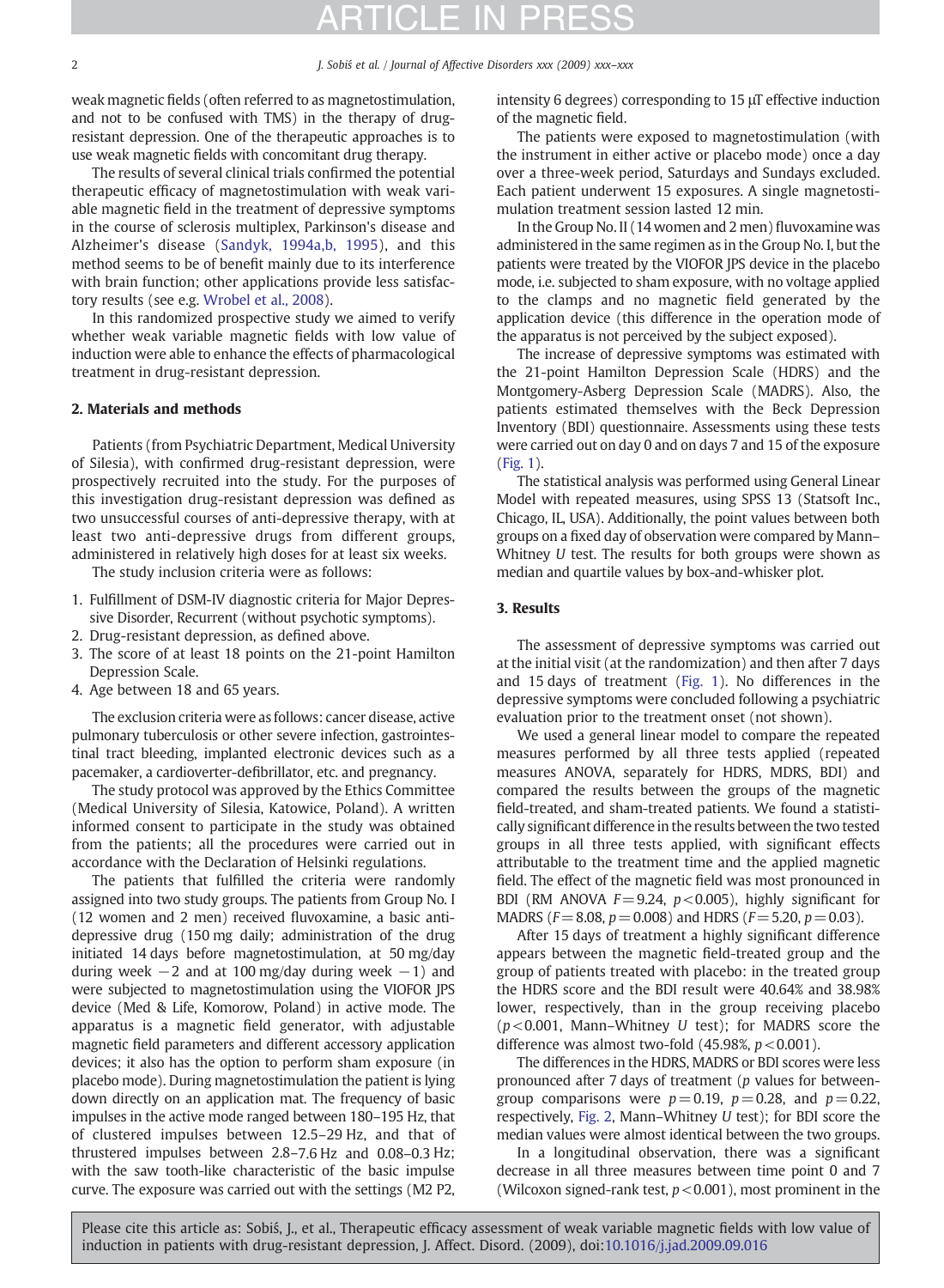weak magnetic fields (often referred to as magnetostimulation, and not to be confused with TMS) in the therapy of drug-resistant depression. One of the therapeutic approaches is to use weak magnetic fields with concomitant drug therapy.

The results of several clinical trials confirmed the potential therapeutic efficacy of magnetostimulation with weak variable magnetic field in the treatment of depressive symptoms in the course of sclerosis multiplex, Parkinson's disease and Alzheimer's disease (Sandyk, 1994a,b, 1995), and this method seems to be of benefit mainly due to its interference with brain function; other applications provide less satisfactory results (see e.g. Wrobel et al., 2008).

In this randomized prospective study we aimed to verify whether weak variable magnetic fields with low value of induction were able to enhance the effects of pharmacological treatment in drug-resistant depression.

## 2. Materials and methods

Patients (from Psychiatric Department, Medical University of Silesia), with confirmed drug-resistant depression, were prospectively recruited into the study. For the purposes of this investigation drug-resistant depression was defined as two unsuccessful courses of anti-depressive therapy, with at least two anti-depressive drugs from different groups, administered in relatively high doses for at least six weeks.

The study inclusion criteria were as follows:

1. Fulfillment of DSM-IV diagnostic criteria for Major Depressive Disorder, Recurrent (without psychotic symptoms).
2. Drug-resistant depression, as defined above.
3. The score of at least 18 points on the 21-point Hamilton Depression Scale.
4. Age between 18 and 65 years.

The exclusion criteria were as follows: cancer disease, active pulmonary tuberculosis or other severe infection, gastrointestinal tract bleeding, implanted electronic devices such as a pacemaker, a cardioverter-defibrillator, etc. and pregnancy.

The study protocol was approved by the Ethics Committee (Medical University of Silesia, Katowice, Poland). A written informed consent to participate in the study was obtained from the patients; all the procedures were carried out in accordance with the Declaration of Helsinki regulations.

The patients that fulfilled the criteria were randomly assigned into two study groups. The patients from Group No. I (12 women and 2 men) received fluvoxamine, a basic anti-depressive drug (150 mg daily; administration of the drug initiated 14 days before magnetostimulation, at 50 mg/day during week −2 and at 100 mg/day during week −1) and were subjected to magnetostimulation using the VIOFOR JPS device (Med & Life, Komorow, Poland) in active mode. The apparatus is a magnetic field generator, with adjustable magnetic field parameters and different accessory application devices; it also has the option to perform sham exposure (in placebo mode). During magnetostimulation the patient is lying down directly on an application mat. The frequency of basic impulses in the active mode ranged between 180–195 Hz, that of clustered impulses between 12.5–29 Hz, and that of thrustered impulses between 2.8–7.6 Hz and 0.08–0.3 Hz; with the saw tooth-like characteristic of the basic impulse curve. The exposure was carried out with the settings (M2 P2, intensity 6 degrees) corresponding to 15 μT effective induction of the magnetic field.

The patients were exposed to magnetostimulation (with the instrument in either active or placebo mode) once a day over a three-week period, Saturdays and Sundays excluded. Each patient underwent 15 exposures. A single magnetostimulation treatment session lasted 12 min.

In the Group No. II (14 women and 2 men) fluvoxamine was administered in the same regimen as in the Group No. I, but the patients were treated by the VIOFOR JPS device in the placebo mode, i.e. subjected to sham exposure, with no voltage applied to the clamps and no magnetic field generated by the application device (this difference in the operation mode of the apparatus is not perceived by the subject exposed).

The increase of depressive symptoms was estimated with the 21-point Hamilton Depression Scale (HDRS) and the Montgomery-Asberg Depression Scale (MADRS). Also, the patients estimated themselves with the Beck Depression Inventory (BDI) questionnaire. Assessments using these tests were carried out on day 0 and on days 7 and 15 of the exposure (Fig. 1).

The statistical analysis was performed using General Linear Model with repeated measures, using SPSS 13 (Statsoft Inc., Chicago, IL, USA). Additionally, the point values between both groups on a fixed day of observation were compared by Mann–Whitney *U* test. The results for both groups were shown as median and quartile values for box-and-whisker plot.

## 3. Results

The assessment of depressive symptoms was carried out at the initial visit (at the randomization) and then after 7 days and 15 days of treatment (Fig. 1). No differences in the depressive symptoms were concluded following a psychiatric evaluation prior to the treatment onset (not shown).

We used a general linear model to compare the repeated measures performed by all three tests applied (repeated measures ANOVA, separately for HDRS, MDRS, BDI) and compared the results between the groups of the magnetic field-treated, and sham-treated patients. We found a statistically significant difference in the results between the two tested groups in all three tests applied, with significant effects attributable to the treatment time and the applied magnetic field. The effect of the magnetic field was most pronounced in BDI (RM ANOVA $F = 9.24$, $p < 0.005$), highly significant for MADRS ($F = 8.08$, $p = 0.008$) and HDRS ($F = 5.20$, $p = 0.03$).

After 15 days of treatment a highly significant difference appears between the magnetic field-treated group and the group of patients treated with placebo: in the treated group the HDRS score and the BDI result were 40.64% and 38.98% lower, respectively, than in the group receiving placebo ($p < 0.001$, Mann–Whitney *U* test); for MADRS score the difference was almost two-fold (45.98%, $p < 0.001$).

The differences in the HDRS, MADRS or BDI scores were less pronounced after 7 days of treatment ($p$ values for between-group comparisons were $p = 0.19$, $p = 0.28$, and $p = 0.22$, respectively, Fig. 2, Mann–Whitney *U* test); for BDI score the median values were almost identical between the two groups.

In a longitudinal observation, there was a significant decrease in all three measures between time point 0 and 7 (Wilcoxon signed-rank test, $p < 0.001$), most prominent in the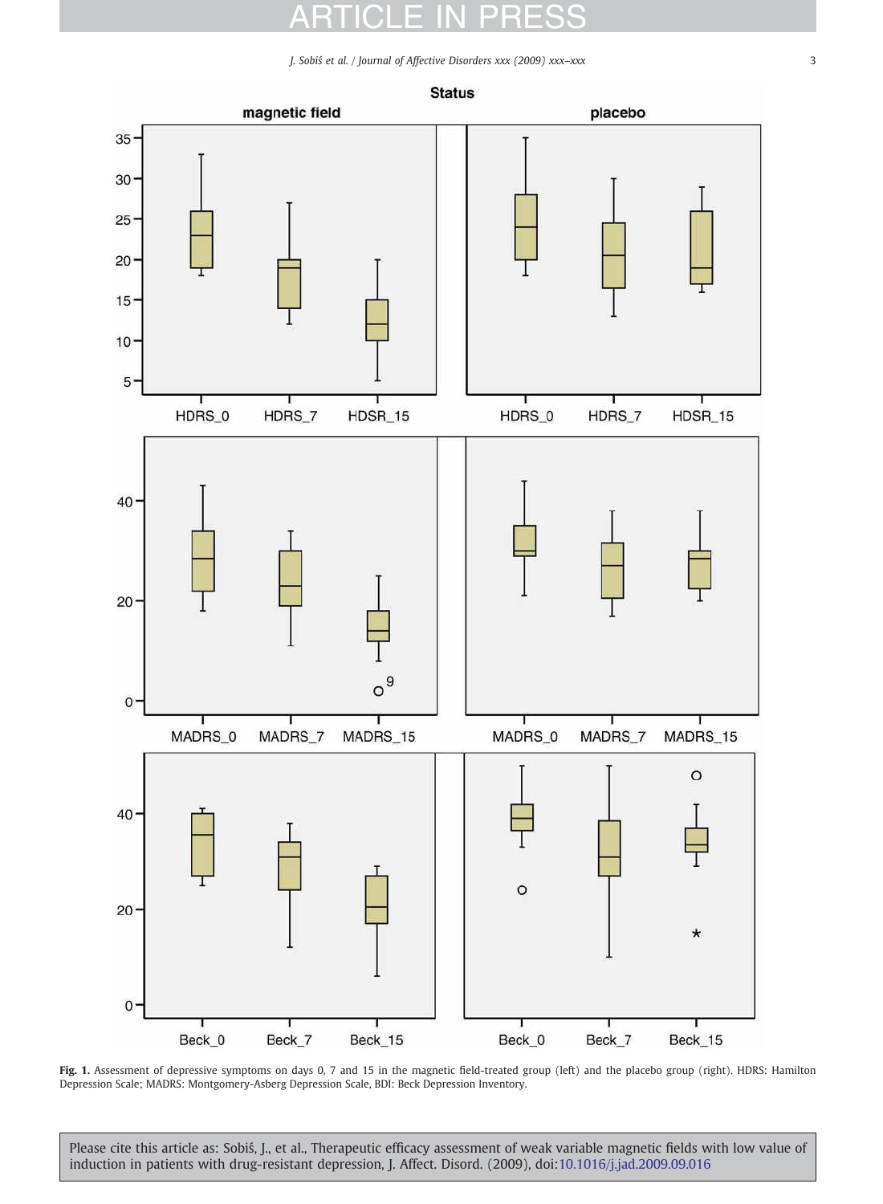**Fig. 1.** Assessment of depressive symptoms on days 0, 7 and 15 in the magnetic field-treated group (left) and the placebo group (right). HDRS: Hamilton Depression Scale; MADRS: Montgomery-Asberg Depression Scale, BDI: Beck Depression Inventory.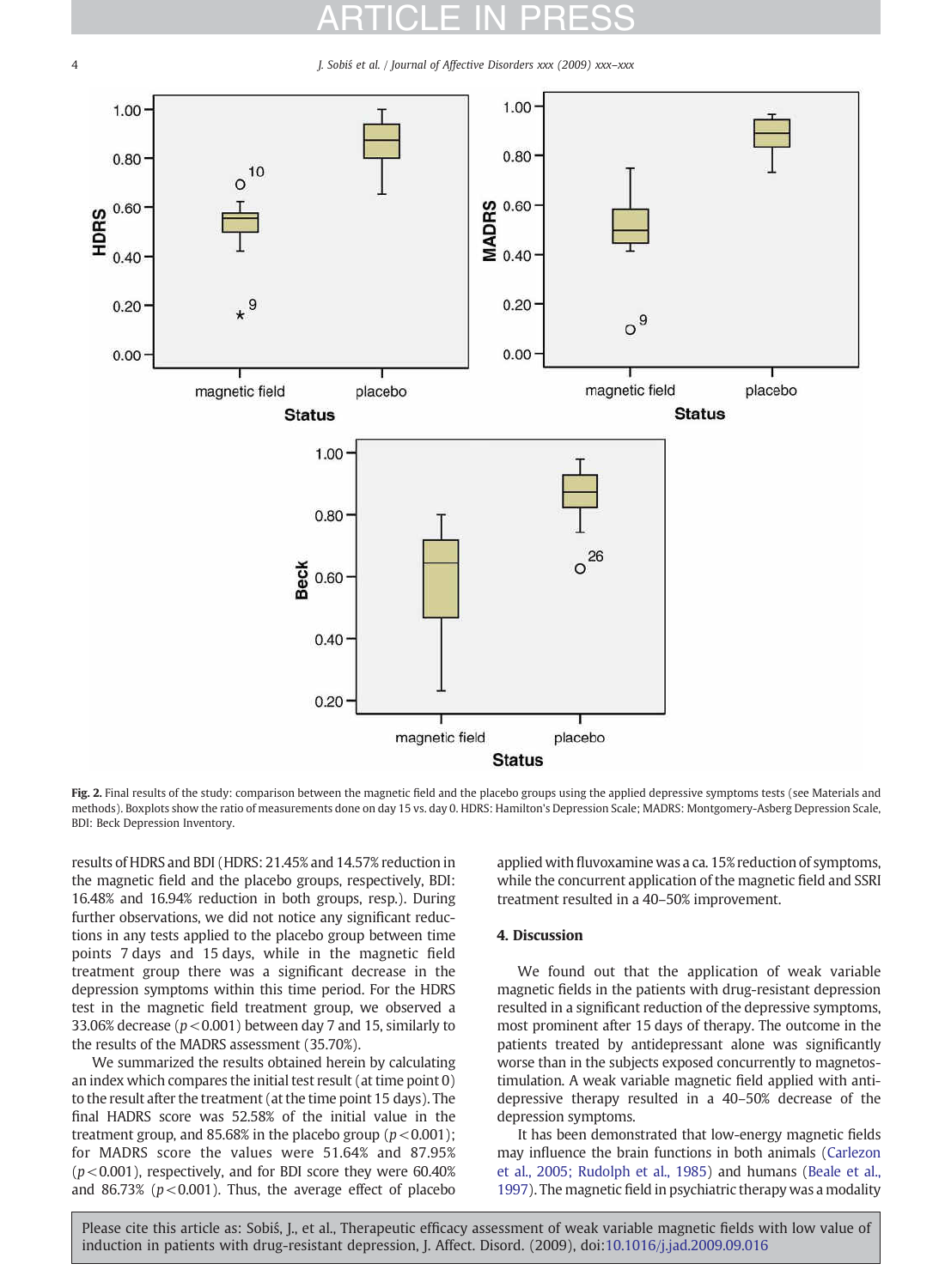**Fig. 2.** Final results of the study: comparison between the magnetic field and the placebo groups using the applied depressive symptoms tests (see Materials and methods). Boxplots show the ratio of measurements done on day 15 vs. day 0. HDRS: Hamilton's Depression Scale; MADRS: Montgomery-Asberg Depression Scale, BDI: Beck Depression Inventory.

results of HDRS and BDI (HDRS: 21.45% and 14.57% reduction in the magnetic field and the placebo groups, respectively, BDI: 16.48% and 16.94% reduction in both groups, resp.). During further observations, we did not notice any significant reductions in any tests applied to the placebo group between time points 7 days and 15 days, while in the magnetic field treatment group there was a significant decrease in the depression symptoms within this time period. For the HDRS test in the magnetic field treatment group, we observed a 33.06% decrease ($p < 0.001$) between day 7 and 15, similarly to the results of the MADRS assessment (35.70%).

We summarized the results obtained herein by calculating an index which compares the initial test result (at time point 0) to the result after the treatment (at the time point 15 days). The final HADRS score was 52.58% of the initial value in the treatment group, and 85.68% in the placebo group ($p < 0.001$); for MADRS score the values were 51.64% and 87.95% ($p < 0.001$), respectively, and for BDI score they were 60.40% and 86.73% ($p < 0.001$). Thus, the average effect of placebo applied with fluvoxamine was a ca. 15% reduction of symptoms, while the concurrent application of the magnetic field and SSRI treatment resulted in a 40–50% improvement.

## 4. Discussion

We found out that the application of weak variable magnetic fields in the patients with drug-resistant depression resulted in a significant reduction of the depressive symptoms, most prominent after 15 days of therapy. The outcome in the patients treated by antidepressant alone was significantly worse than in the subjects exposed concurrently to magnetostimulation. A weak variable magnetic field applied with antidepressive therapy resulted in a 40–50% decrease of the depression symptoms.

It has been demonstrated that low-energy magnetic fields may influence the brain functions in both animals (Carlezon et al., 2005; Rudolph et al., 1985) and humans (Beale et al., 1997). The magnetic field in psychiatric therapy was a modality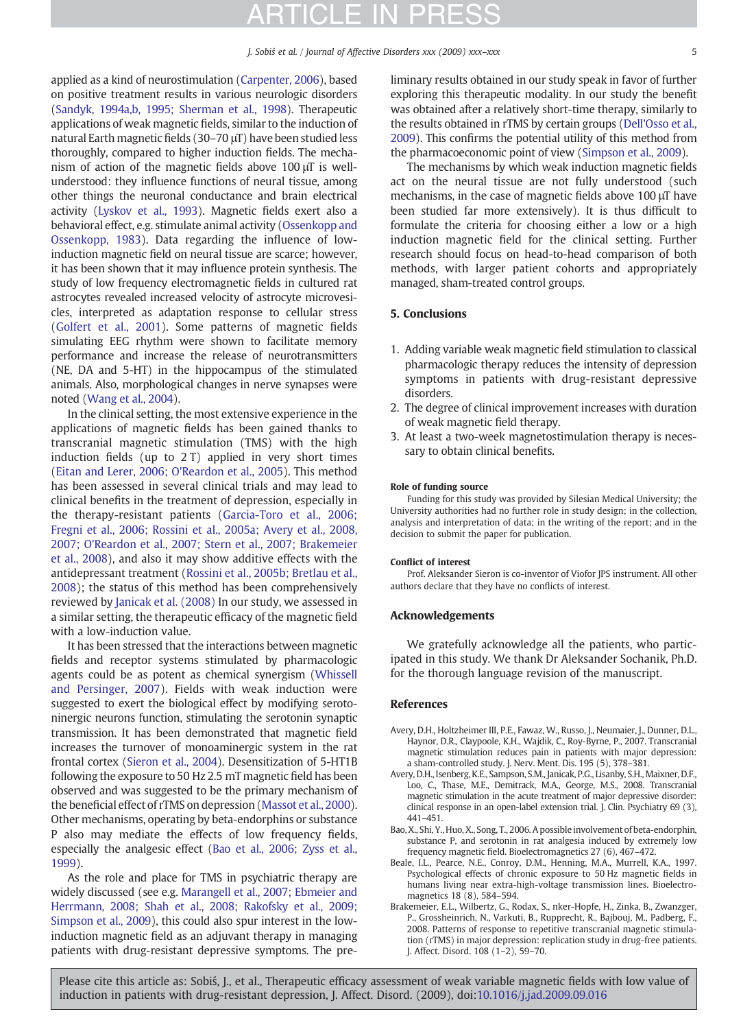applied as a kind of neurostimulation (Carpenter, 2006), based on positive treatment results in various neurologic disorders (Sandyk, 1994a,b, 1995; Sherman et al., 1998). Therapeutic applications of weak magnetic fields, similar to the induction of natural Earth magnetic fields (30–70 μT) have been studied less thoroughly, compared to higher induction fields. The mechanism of action of the magnetic fields above 100 μT is well-understood: they influence functions of neural tissue, among other things the neuronal conductance and brain electrical activity (Lyskov et al., 1993). Magnetic fields exert also a behavioral effect, e.g. stimulate animal activity (Ossenkopp and Ossenkopp, 1983). Data regarding the influence of low-induction magnetic field on neural tissue are scarce; however, it has been shown that it may influence protein synthesis. The study of low frequency electromagnetic fields in cultured rat astrocytes revealed increased velocity of astrocyte microvesicles, interpreted as adaptation response to cellular stress (Golfert et al., 2001). Some patterns of magnetic fields simulating EEG rhythm were shown to facilitate memory performance and increase the release of neurotransmitters (NE, DA and 5-HT) in the hippocampus of the stimulated animals. Also, morphological changes in nerve synapses were noted (Wang et al., 2004).

In the clinical setting, the most extensive experience in the applications of magnetic fields has been gained thanks to transcranial magnetic stimulation (TMS) with the high induction fields (up to 2 T) applied in very short times (Eitan and Lerer, 2006; O'Reardon et al., 2005). This method has been assessed in several clinical trials and may lead to clinical benefits in the treatment of depression, especially in the therapy-resistant patients (Garcia-Toro et al., 2006; Fregni et al., 2006; Rossini et al., 2005a; Avery et al., 2008, 2007; O'Reardon et al., 2007; Stern et al., 2007; Brakemeier et al., 2008), and also it may show additive effects with the antidepressant treatment (Rossini et al., 2005b; Bretlau et al., 2008); the status of this method has been comprehensively reviewed by Janicak et al. (2008) In our study, we assessed in a similar setting, the therapeutic efficacy of the magnetic field with a low-induction value.

It has been stressed that the interactions between magnetic fields and receptor systems stimulated by pharmacologic agents could be as potent as chemical synergism (Whissell and Persinger, 2007). Fields with weak induction were suggested to exert the biological effect by modifying serotoninergic neurons function, stimulating the serotonin synaptic transmission. It has been demonstrated that magnetic field increases the turnover of monoaminergic system in the rat frontal cortex (Sieron et al., 2004). Desensitization of 5-HT1B following the exposure to 50 Hz 2.5 mT magnetic field has been observed and was suggested to be the primary mechanism of the beneficial effect of rTMS on depression (Massot et al., 2000). Other mechanisms, operating by beta-endorphins or substance P also may mediate the effects of low frequency fields, especially the analgesic effect (Bao et al., 2006; Zyss et al., 1999).

As the role and place for TMS in psychiatric therapy are widely discussed (see e.g. Marangell et al., 2007; Ebmeier and Herrmann, 2008; Shah et al., 2008; Rakofsky et al., 2009; Simpson et al., 2009), this could also spur interest in the low-induction magnetic field as an adjuvant therapy in managing patients with drug-resistant depressive symptoms. The preliminary results obtained in our study speak in favor of further exploring this therapeutic modality. In our study the benefit was obtained after a relatively short-time therapy, similarly to the results obtained in rTMS by certain groups (Dell'Osso et al., 2009). This confirms the potential utility of this method from the pharmacoeconomic point of view (Simpson et al., 2009).

The mechanisms by which weak induction magnetic fields act on the neural tissue are not fully understood (such mechanisms, in the case of magnetic fields above 100 μT have been studied far more extensively). It is thus difficult to formulate the criteria for choosing either a low or a high induction magnetic field for the clinical setting. Further research should focus on head-to-head comparison of both methods, with larger patient cohorts and appropriately managed, sham-treated control groups.

## 5. Conclusions

1. Adding variable weak magnetic field stimulation to classical pharmacologic therapy reduces the intensity of depression symptoms in patients with drug-resistant depressive disorders.
2. The degree of clinical improvement increases with duration of weak magnetic field therapy.
3. At least a two-week magnetostimulation therapy is necessary to obtain clinical benefits.

#### Role of funding source

Funding for this study was provided by Silesian Medical University; the University authorities had no further role in study design; in the collection, analysis and interpretation of data; in the writing of the report; and in the decision to submit the paper for publication.

#### Conflict of interest

Prof. Aleksander Sieron is co-inventor of Viofor JPS instrument. All other authors declare that they have no conflicts of interest.

## Acknowledgements

We gratefully acknowledge all the patients, who participated in this study. We thank Dr Aleksander Sochanik, Ph.D. for the thorough language revision of the manuscript.

## References

Avery, D.H., Holtzheimer III, P.E., Fawaz, W., Russo, J., Neumaier, J., Dunner, D.L., Haynor, D.R., Claypoole, K.H., Wajdik, C., Roy-Byrne, P., 2007. Transcranial magnetic stimulation reduces pain in patients with major depression: a sham-controlled study. J. Nerv. Ment. Dis. 195 (5), 378–381.

Avery, D.H., Isenberg, K.E., Sampson, S.M., Janicak, P.G., Lisanby, S.H., Maixner, D.F., Loo, C., Thase, M.E., Demitrack, M.A., George, M.S., 2008. Transcranial magnetic stimulation in the acute treatment of major depressive disorder: clinical response in an open-label extension trial. J. Clin. Psychiatry 69 (3), 441–451.

Bao, X., Shi, Y., Huo, X., Song, T., 2006. A possible involvement of beta-endorphin, substance P, and serotonin in rat analgesia induced by extremely low frequency magnetic field. Bioelectromagnetics 27 (6), 467–472.

Beale, I.L., Pearce, N.E., Conroy, D.M., Henning, M.A., Murrell, K.A., 1997. Psychological effects of chronic exposure to 50 Hz magnetic fields in humans living near extra-high-voltage transmission lines. Bioelectromagnetics 18 (8), 584–594.

Brakemeier, E.L., Wilbertz, G., Rodax, S., nker-Hopfe, H., Zinka, B., Zwanzger, P., Grossheinrich, N., Varkuti, B., Rupprecht, R., Bajbouj, M., Padberg, F., 2008. Patterns of response to repetitive transcranial magnetic stimulation (rTMS) in major depression: replication study in drug-free patients. J. Affect. Disord. 108 (1–2), 59–70.

Please cite this article as: Sobiś, J., et al., Therapeutic efficacy assessment of weak variable magnetic fields with low value of induction in patients with drug-resistant depression, J. Affect. Disord. (2009), doi:10.1016/j.jad.2009.09.016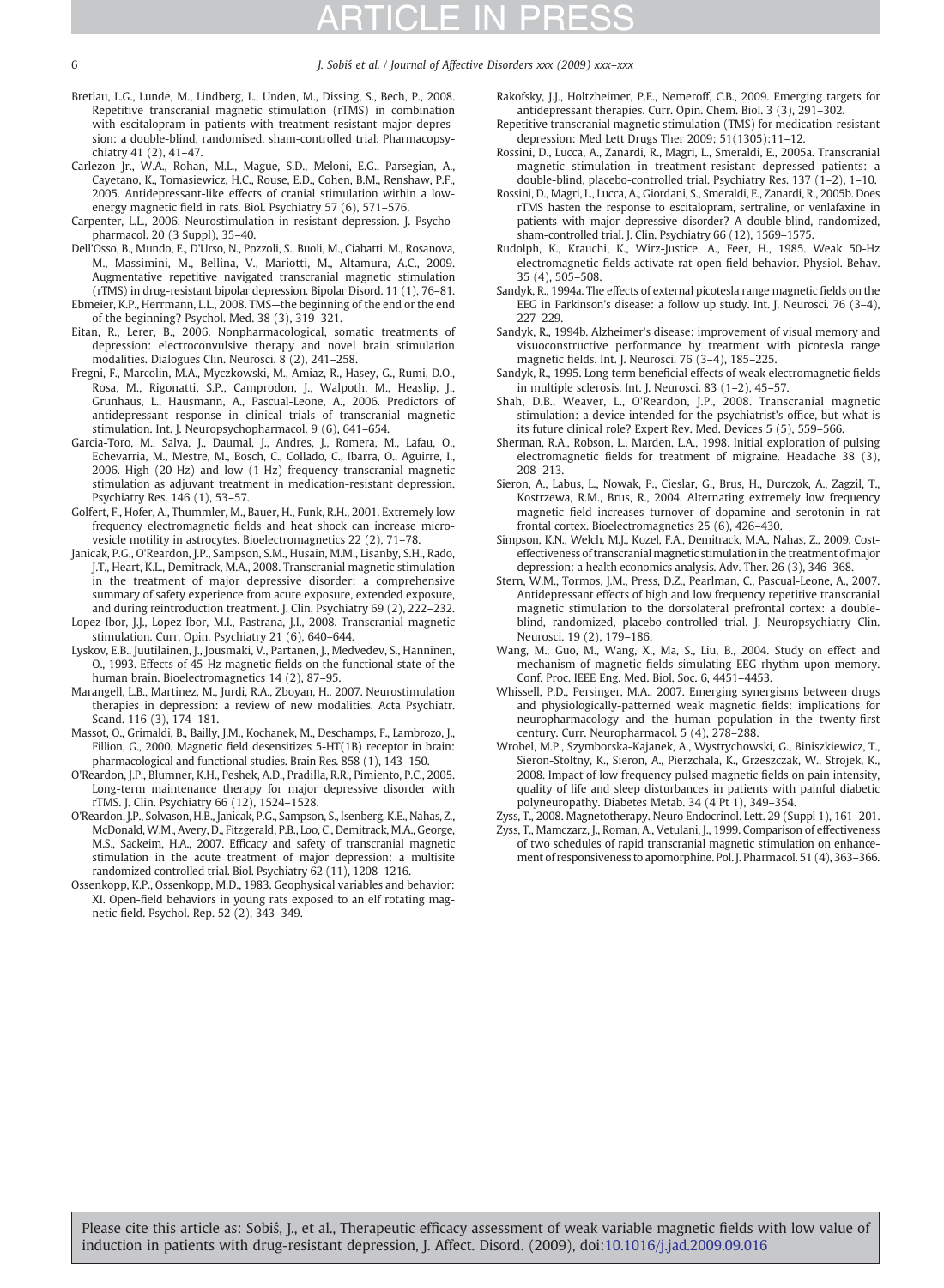Bretlau, L.G., Lunde, M., Lindberg, L., Unden, M., Dissing, S., Bech, P., 2008. Repetitive transcranial magnetic stimulation (rTMS) in combination with escitalopram in patients with treatment-resistant major depression: a double-blind, randomised, sham-controlled trial. Pharmacopsychiatry 41 (2), 41–47.

Carlezon Jr., W.A., Rohan, M.L., Mague, S.D., Meloni, E.G., Parsegian, A., Cayetano, K., Tomasiewicz, H.C., Rouse, E.D., Cohen, B.M., Renshaw, P.F., 2005. Antidepressant-like effects of cranial stimulation within a low-energy magnetic field in rats. Biol. Psychiatry 57 (6), 571–576.

Carpenter, L.L., 2006. Neurostimulation in resistant depression. J. Psychopharmacol. 20 (3 Suppl), 35–40.

Dell'Osso, B., Mundo, E., D'Urso, N., Pozzoli, S., Buoli, M., Ciabatti, M., Rosanova, M., Massimini, M., Bellina, V., Mariotti, M., Altamura, A.C., 2009. Augmentative repetitive navigated transcranial magnetic stimulation (rTMS) in drug-resistant bipolar depression. Bipolar Disord. 11 (1), 76–81.

Ebmeier, K.P., Herrmann, L.L., 2008. TMS—the beginning of the end or the end of the beginning? Psychol. Med. 38 (3), 319–321.

Eitan, R., Lerer, B., 2006. Nonpharmacological, somatic treatments of depression: electroconvulsive therapy and novel brain stimulation modalities. Dialogues Clin. Neurosci. 8 (2), 241–258.

Fregni, F., Marcolin, M.A., Myczkowski, M., Amiaz, R., Hasey, G., Rumi, D.O., Rosa, M., Rigonatti, S.P., Camprodon, J., Walpoth, M., Heaslip, J., Grunhaus, L., Hausmann, A., Pascual-Leone, A., 2006. Predictors of antidepressant response in clinical trials of transcranial magnetic stimulation. Int. J. Neuropsychopharmacol. 9 (6), 641–654.

Garcia-Toro, M., Salva, J., Daumal, J., Andres, J., Romera, M., Lafau, O., Echevarria, M., Mestre, M., Bosch, C., Collado, C., Ibarra, O., Aguirre, I., 2006. High (20-Hz) and low (1-Hz) frequency transcranial magnetic stimulation as adjuvant treatment in medication-resistant depression. Psychiatry Res. 146 (1), 53–57.

Golfert, F., Hofer, A., Thummler, M., Bauer, H., Funk, R.H., 2001. Extremely low frequency electromagnetic fields and heat shock can increase microvesicle motility in astrocytes. Bioelectromagnetics 22 (2), 71–78.

Janicak, P.G., O'Reardon, J.P., Sampson, S.M., Husain, M.M., Lisanby, S.H., Rado, J.T., Heart, K.L., Demitrack, M.A., 2008. Transcranial magnetic stimulation in the treatment of major depressive disorder: a comprehensive summary of safety experience from acute exposure, extended exposure, and during reintroduction treatment. J. Clin. Psychiatry 69 (2), 222–232.

Lopez-Ibor, J.J., Lopez-Ibor, M.I., Pastrana, J.I., 2008. Transcranial magnetic stimulation. Curr. Opin. Psychiatry 21 (6), 640–644.

Lyskov, E.B., Juutilainen, J., Jousmaki, V., Partanen, J., Medvedev, S., Hanninen, O., 1993. Effects of 45-Hz magnetic fields on the functional state of the human brain. Bioelectromagnetics 14 (2), 87–95.

Marangell, L.B., Martinez, M., Jurdi, R.A., Zboyan, H., 2007. Neurostimulation therapies in depression: a review of new modalities. Acta Psychiatr. Scand. 116 (3), 174–181.

Massot, O., Grimaldi, B., Bailly, J.M., Kochanek, M., Deschamps, F., Lambrozo, J., Fillion, G., 2000. Magnetic field desensitizes 5-HT(1B) receptor in brain: pharmacological and functional studies. Brain Res. 858 (1), 143–150.

O'Reardon, J.P., Blumner, K.H., Peshek, A.D., Pradilla, R.R., Pimiento, P.C., 2005. Long-term maintenance therapy for major depressive disorder with rTMS. J. Clin. Psychiatry 66 (12), 1524–1528.

O'Reardon, J.P., Solvason, H.B., Janicak, P.G., Sampson, S., Isenberg, K.E., Nahas, Z., McDonald, W.M., Avery, D., Fitzgerald, P.B., Loo, C., Demitrack, M.A., George, M.S., Sackeim, H.A., 2007. Efficacy and safety of transcranial magnetic stimulation in the acute treatment of major depression: a multisite randomized controlled trial. Biol. Psychiatry 62 (11), 1208–1216.

Ossenkopp, K.P., Ossenkopp, M.D., 1983. Geophysical variables and behavior: XI. Open-field behaviors in young rats exposed to an elf rotating magnetic field. Psychol. Rep. 52 (2), 343–349.

Rakofsky, J.J., Holtzheimer, P.E., Nemeroff, C.B., 2009. Emerging targets for antidepressant therapies. Curr. Opin. Chem. Biol. 3 (3), 291–302.

Repetitive transcranial magnetic stimulation (TMS) for medication-resistant depression: Med Lett Drugs Ther 2009; 51(1305):11–12.

Rossini, D., Lucca, A., Zanardi, R., Magri, L., Smeraldi, E., 2005a. Transcranial magnetic stimulation in treatment-resistant depressed patients: a double-blind, placebo-controlled trial. Psychiatry Res. 137 (1–2), 1–10.

Rossini, D., Magri, L., Lucca, A., Giordani, S., Smeraldi, E., Zanardi, R., 2005b. Does rTMS hasten the response to escitalopram, sertraline, or venlafaxine in patients with major depressive disorder? A double-blind, randomized, sham-controlled trial. J. Clin. Psychiatry 66 (12), 1569–1575.

Rudolph, K., Krauchi, K., Wirz-Justice, A., Feer, H., 1985. Weak 50-Hz electromagnetic fields activate rat open field behavior. Physiol. Behav. 35 (4), 505–508.

Sandyk, R., 1994a. The effects of external picotesla range magnetic fields on the EEG in Parkinson's disease: a follow up study. Int. J. Neurosci. 76 (3–4), 227–229.

Sandyk, R., 1994b. Alzheimer's disease: improvement of visual memory and visuoconstructive performance by treatment with picotesla range magnetic fields. Int. J. Neurosci. 76 (3–4), 185–225.

Sandyk, R., 1995. Long term beneficial effects of weak electromagnetic fields in multiple sclerosis. Int. J. Neurosci. 83 (1–2), 45–57.

Shah, D.B., Weaver, L., O'Reardon, J.P., 2008. Transcranial magnetic stimulation: a device intended for the psychiatrist's office, but what is its future clinical role? Expert Rev. Med. Devices 5 (5), 559–566.

Sherman, R.A., Robson, L., Marden, L.A., 1998. Initial exploration of pulsing electromagnetic fields for treatment of migraine. Headache 38 (3), 208–213.

Sieron, A., Labus, L., Nowak, P., Cieslar, G., Brus, H., Durczok, A., Zagzil, T., Kostrzewa, R.M., Brus, R., 2004. Alternating extremely low frequency magnetic field increases turnover of dopamine and serotonin in rat frontal cortex. Bioelectromagnetics 25 (6), 426–430.

Simpson, K.N., Welch, M.J., Kozel, F.A., Demitrack, M.A., Nahas, Z., 2009. Cost-effectiveness of transcranial magnetic stimulation in the treatment of major depression: a health economics analysis. Adv. Ther. 26 (3), 346–368.

Stern, W.M., Tormos, J.M., Press, D.Z., Pearlman, C., Pascual-Leone, A., 2007. Antidepressant effects of high and low frequency repetitive transcranial magnetic stimulation to the dorsolateral prefrontal cortex: a double-blind, randomized, placebo-controlled trial. J. Neuropsychiatry Clin. Neurosci. 19 (2), 179–186.

Wang, M., Guo, M., Wang, X., Ma, S., Liu, B., 2004. Study on effect and mechanism of magnetic fields simulating EEG rhythm upon memory. Conf. Proc. IEEE Eng. Med. Biol. Soc. 6, 4451–4453.

Whissell, P.D., Persinger, M.A., 2007. Emerging synergisms between drugs and physiologically-patterned weak magnetic fields: implications for neuropharmacology and the human population in the twenty-first century. Curr. Neuropharmacol. 5 (4), 278–288.

Wrobel, M.P., Szymborska-Kajanek, A., Wystrychowski, G., Biniszkiewicz, T., Sieron-Stoltny, K., Sieron, A., Pierzchala, K., Grzeszczak, W., Strojek, K., 2008. Impact of low frequency pulsed magnetic fields on pain intensity, quality of life and sleep disturbances in patients with painful diabetic polyneuropathy. Diabetes Metab. 34 (4 Pt 1), 349–354.

Zyss, T., 2008. Magnetotherapy. Neuro Endocrinol. Lett. 29 (Suppl 1), 161–201.

Zyss, T., Mamczarz, J., Roman, A., Vetulani, J., 1999. Comparison of effectiveness of two schedules of rapid transcranial magnetic stimulation on enhancement of responsiveness to apomorphine. Pol. J. Pharmacol. 51 (4), 363–366.